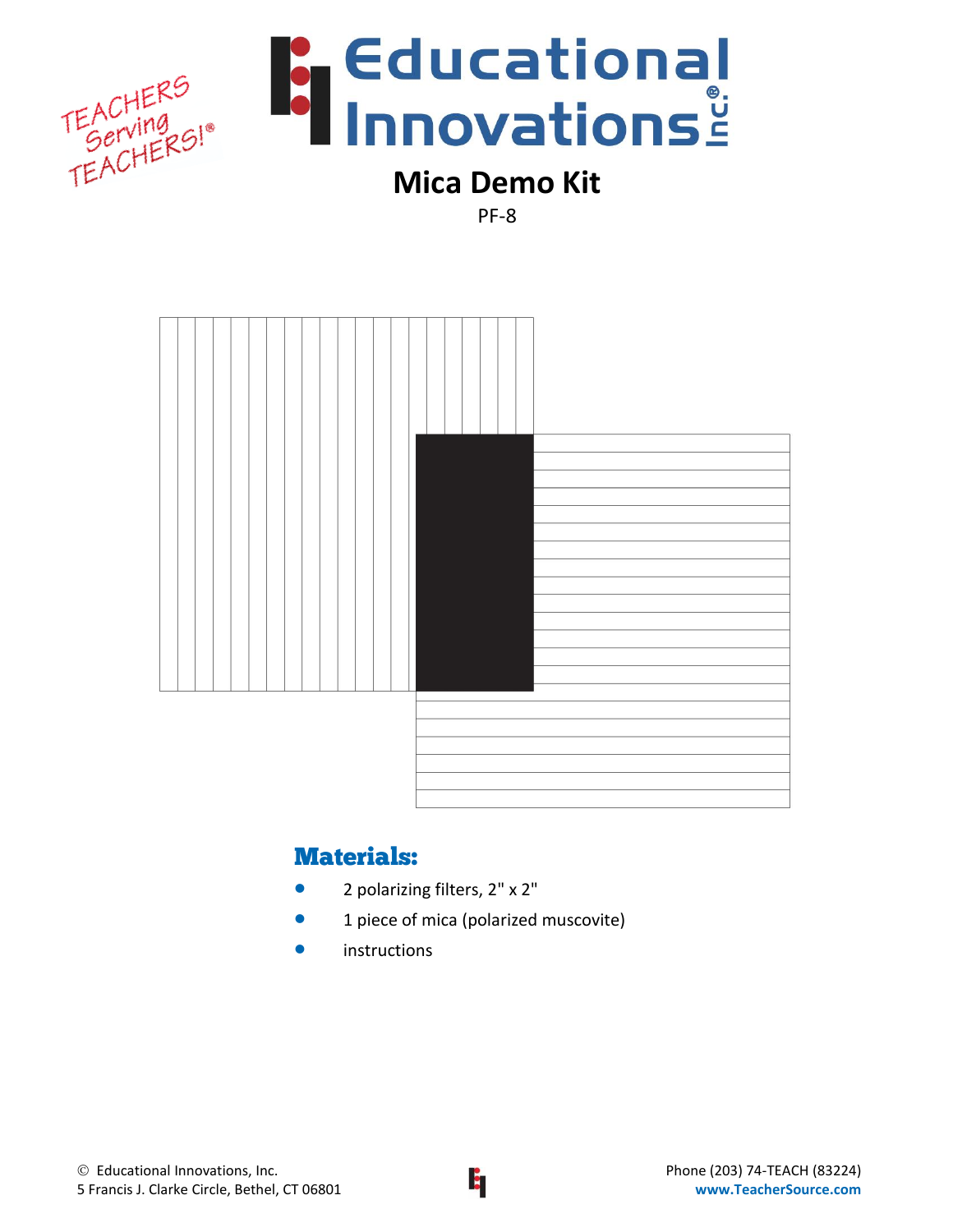# Educational Innovations Inc.

TEACHERS Serving TEACHERS!®

## Mica Demo Kit

PF-8

### Materials:

- 2 polarizing filters, 2" x 2"
- 1 piece of mica (polarized muscovite)
- instructions

© Educational Innovations, Inc.
5 Francis J. Clarke Circle, Bethel, CT 06801

Phone (203) 74-TEACH (83224)
www.TeacherSource.com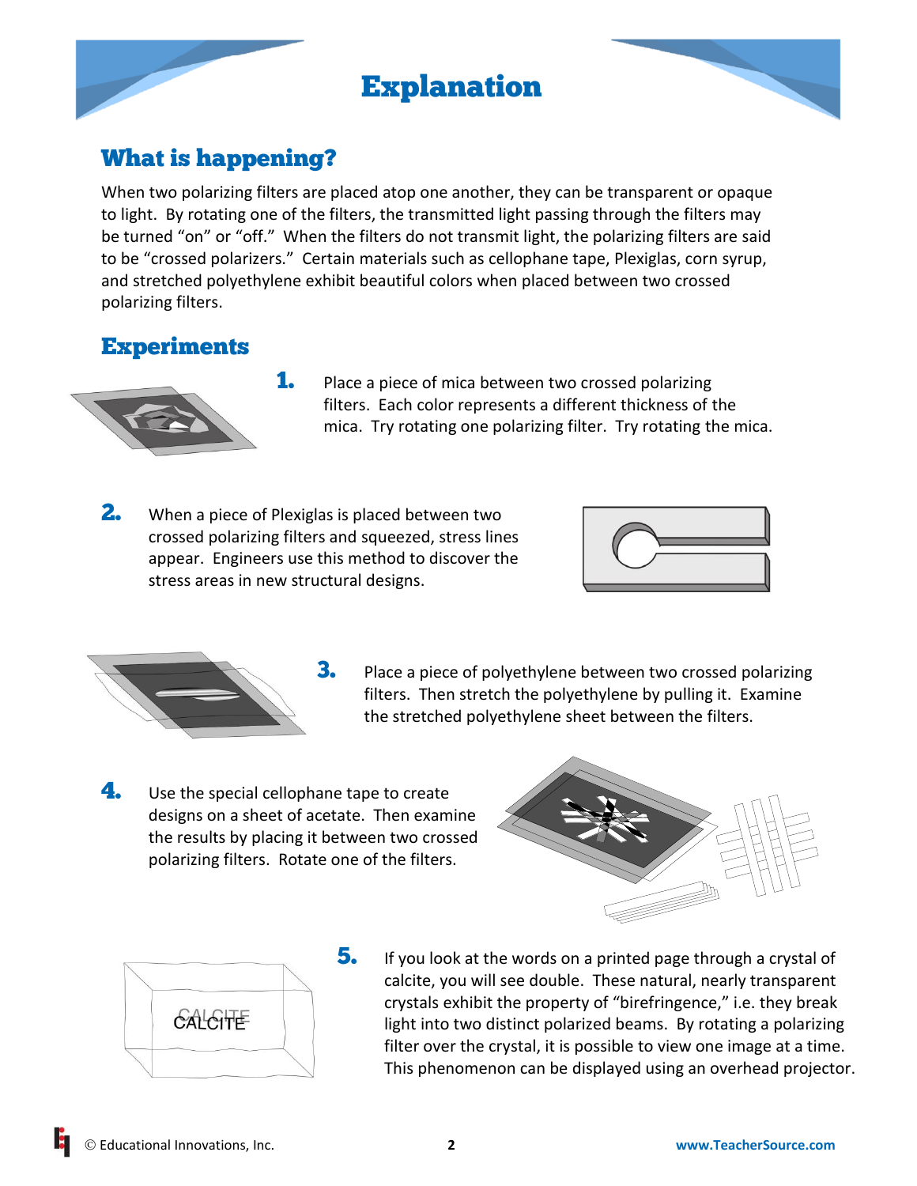# Explanation

## What is happening?

When two polarizing filters are placed atop one another, they can be transparent or opaque to light. By rotating one of the filters, the transmitted light passing through the filters may be turned "on" or "off." When the filters do not transmit light, the polarizing filters are said to be "crossed polarizers." Certain materials such as cellophane tape, Plexiglas, corn syrup, and stretched polyethylene exhibit beautiful colors when placed between two crossed polarizing filters.

## Experiments

1. Place a piece of mica between two crossed polarizing filters. Each color represents a different thickness of the mica. Try rotating one polarizing filter. Try rotating the mica.

2. When a piece of Plexiglas is placed between two crossed polarizing filters and squeezed, stress lines appear. Engineers use this method to discover the stress areas in new structural designs.

3. Place a piece of polyethylene between two crossed polarizing filters. Then stretch the polyethylene by pulling it. Examine the stretched polyethylene sheet between the filters.

4. Use the special cellophane tape to create designs on a sheet of acetate. Then examine the results by placing it between two crossed polarizing filters. Rotate one of the filters.

5. If you look at the words on a printed page through a crystal of calcite, you will see double. These natural, nearly transparent crystals exhibit the property of "birefringence," i.e. they break light into two distinct polarized beams. By rotating a polarizing filter over the crystal, it is possible to view one image at a time. This phenomenon can be displayed using an overhead projector.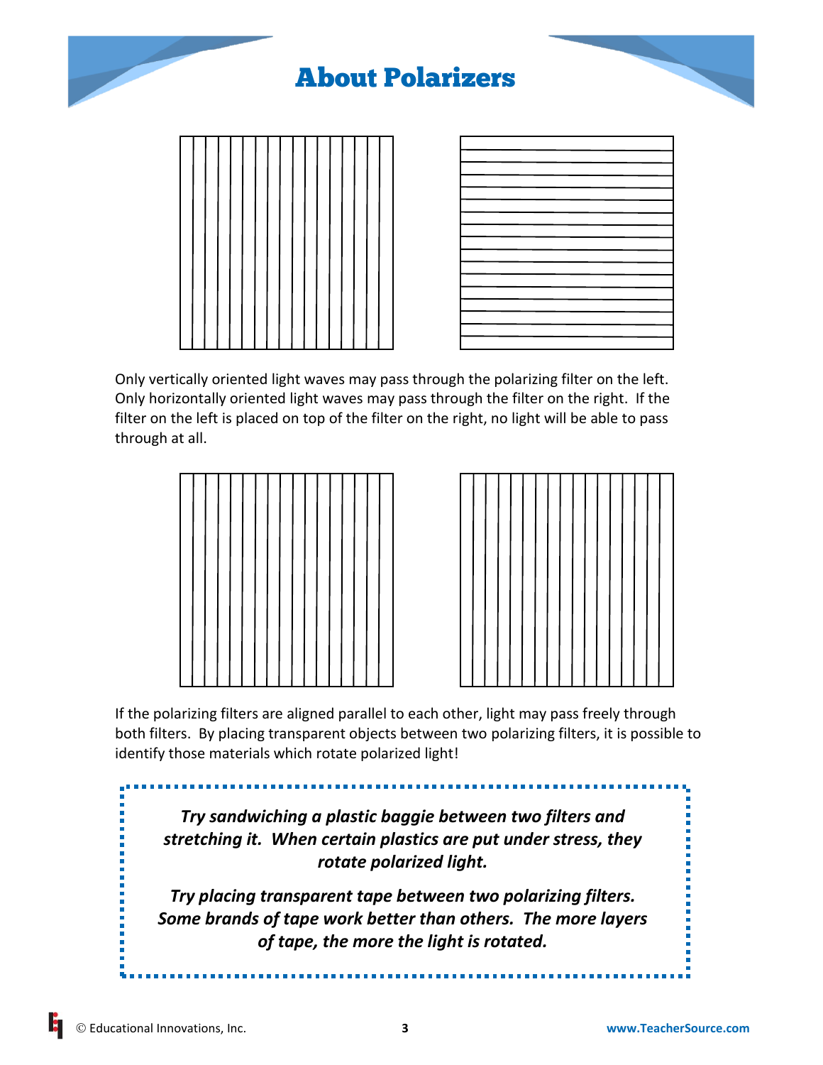# About Polarizers

Only vertically oriented light waves may pass through the polarizing filter on the left. Only horizontally oriented light waves may pass through the filter on the right. If the filter on the left is placed on top of the filter on the right, no light will be able to pass through at all.

If the polarizing filters are aligned parallel to each other, light may pass freely through both filters. By placing transparent objects between two polarizing filters, it is possible to identify those materials which rotate polarized light!

***Try sandwiching a plastic baggie between two filters and stretching it. When certain plastics are put under stress, they rotate polarized light.***

***Try placing transparent tape between two polarizing filters. Some brands of tape work better than others. The more layers of tape, the more the light is rotated.***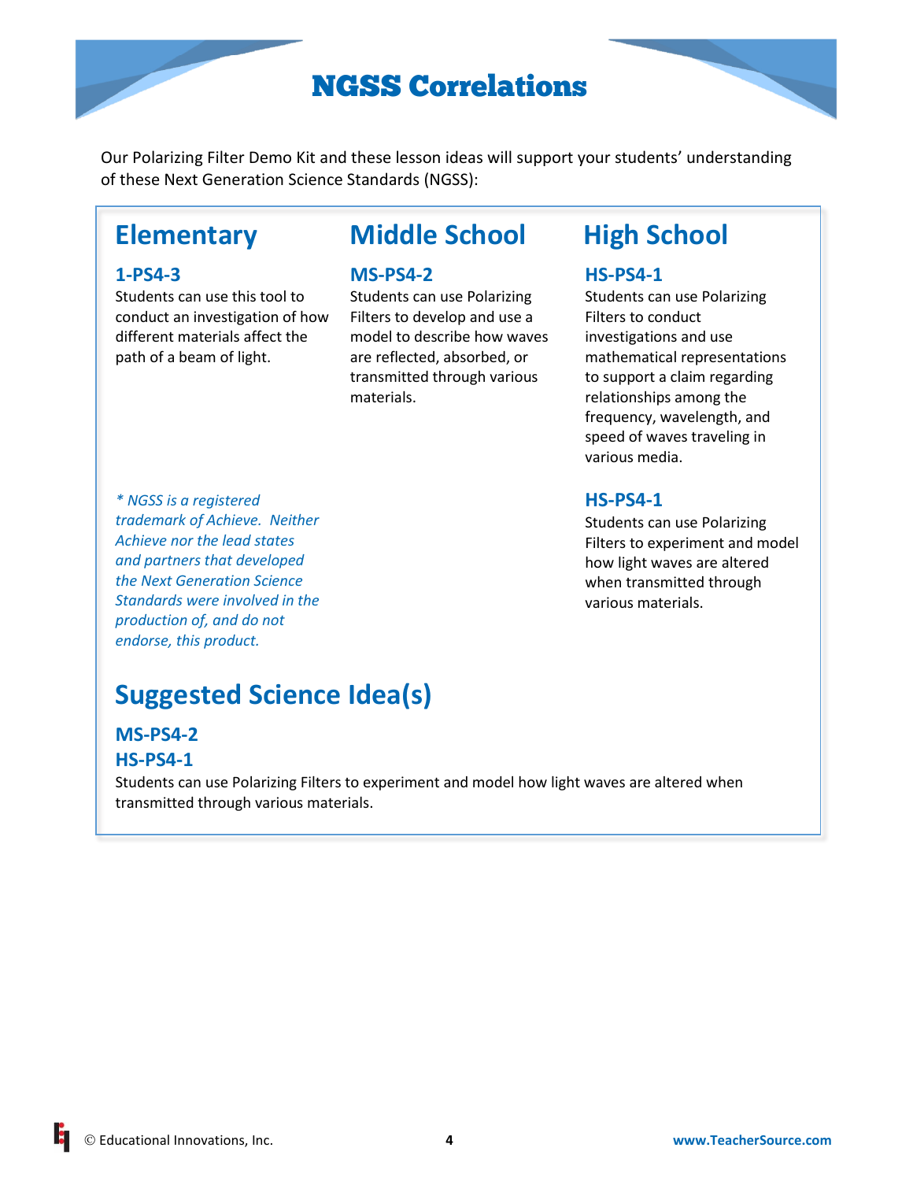# NGSS Correlations

Our Polarizing Filter Demo Kit and these lesson ideas will support your students' understanding of these Next Generation Science Standards (NGSS):

## Elementary

### 1-PS4-3

Students can use this tool to conduct an investigation of how different materials affect the path of a beam of light.

*\* NGSS is a registered trademark of Achieve. Neither Achieve nor the lead states and partners that developed the Next Generation Science Standards were involved in the production of, and do not endorse, this product.*

## Middle School

### MS-PS4-2

Students can use Polarizing Filters to develop and use a model to describe how waves are reflected, absorbed, or transmitted through various materials.

## High School

### HS-PS4-1

Students can use Polarizing Filters to conduct investigations and use mathematical representations to support a claim regarding relationships among the frequency, wavelength, and speed of waves traveling in various media.

### HS-PS4-1

Students can use Polarizing Filters to experiment and model how light waves are altered when transmitted through various materials.

## Suggested Science Idea(s)

### MS-PS4-2
### HS-PS4-1

Students can use Polarizing Filters to experiment and model how light waves are altered when transmitted through various materials.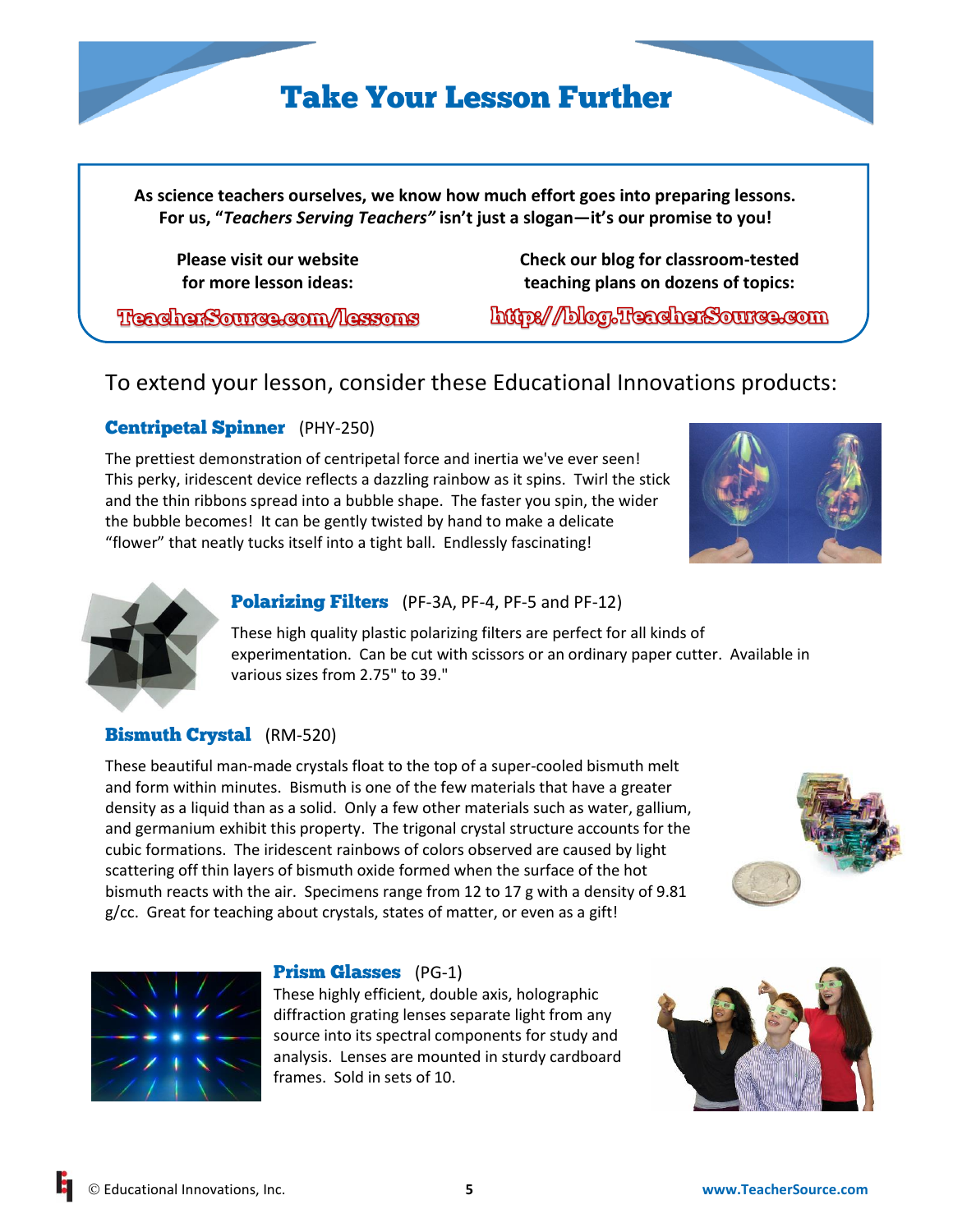# Take Your Lesson Further

**As science teachers ourselves, we know how much effort goes into preparing lessons. For us, "*Teachers Serving Teachers"* isn't just a slogan—it's our promise to you!**

**Please visit our website for more lesson ideas:**

**TeacherSource.com/lessons**

**Check our blog for classroom-tested teaching plans on dozens of topics:**

**http://blog.TeacherSource.com**

To extend your lesson, consider these Educational Innovations products:

### Centripetal Spinner (PHY-250)

The prettiest demonstration of centripetal force and inertia we've ever seen! This perky, iridescent device reflects a dazzling rainbow as it spins. Twirl the stick and the thin ribbons spread into a bubble shape. The faster you spin, the wider the bubble becomes! It can be gently twisted by hand to make a delicate "flower" that neatly tucks itself into a tight ball. Endlessly fascinating!

### Polarizing Filters (PF-3A, PF-4, PF-5 and PF-12)

These high quality plastic polarizing filters are perfect for all kinds of experimentation. Can be cut with scissors or an ordinary paper cutter. Available in various sizes from 2.75" to 39."

### Bismuth Crystal (RM-520)

These beautiful man-made crystals float to the top of a super-cooled bismuth melt and form within minutes. Bismuth is one of the few materials that have a greater density as a liquid than as a solid. Only a few other materials such as water, gallium, and germanium exhibit this property. The trigonal crystal structure accounts for the cubic formations. The iridescent rainbows of colors observed are caused by light scattering off thin layers of bismuth oxide formed when the surface of the hot bismuth reacts with the air. Specimens range from 12 to 17 g with a density of 9.81 g/cc. Great for teaching about crystals, states of matter, or even as a gift!

### Prism Glasses (PG-1)

These highly efficient, double axis, holographic diffraction grating lenses separate light from any source into its spectral components for study and analysis. Lenses are mounted in sturdy cardboard frames. Sold in sets of 10.